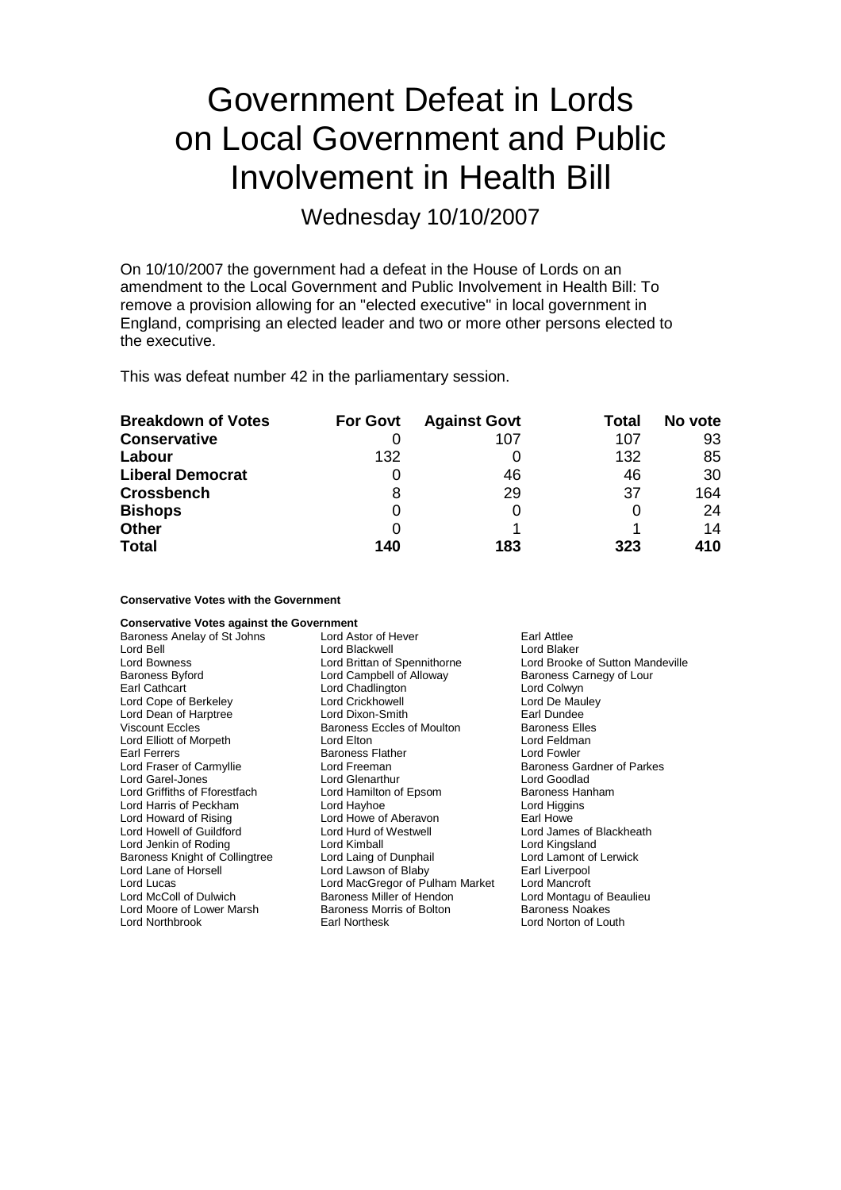# Government Defeat in Lords on Local Government and Public Involvement in Health Bill

## Wednesday 10/10/2007

On 10/10/2007 the government had a defeat in the House of Lords on an amendment to the Local Government and Public Involvement in Health Bill: To remove a provision allowing for an "elected executive" in local government in England, comprising an elected leader and two or more other persons elected to the executive.

This was defeat number 42 in the parliamentary session.

| Breakdown of Votes | For Govt | Against Govt | Total | No vote |
|---|---|---|---|---|
| **Conservative** | 0 | 107 | 107 | 93 |
| **Labour** | 132 | 0 | 132 | 85 |
| **Liberal Democrat** | 0 | 46 | 46 | 30 |
| **Crossbench** | 8 | 29 | 37 | 164 |
| **Bishops** | 0 | 0 | 0 | 24 |
| **Other** | 0 | 1 | 1 | 14 |
| **Total** | **140** | **183** | **323** | **410** |

**Conservative Votes with the Government**

**Conservative Votes against the Government**

Baroness Anelay of St Johns, Lord Astor of Hever, Earl Attlee, Lord Bell, Lord Blackwell, Lord Blaker, Lord Bowness, Lord Brittan of Spennithorne, Lord Brooke of Sutton Mandeville, Baroness Byford, Lord Campbell of Alloway, Baroness Carnegy of Lour, Earl Cathcart, Lord Chadlington, Lord Colwyn, Lord Cope of Berkeley, Lord Crickhowell, Lord De Mauley, Lord Dean of Harptree, Lord Dixon-Smith, Earl Dundee, Viscount Eccles, Baroness Eccles of Moulton, Baroness Elles, Lord Elliott of Morpeth, Lord Elton, Lord Feldman, Earl Ferrers, Baroness Flather, Lord Fowler, Lord Fraser of Carmyllie, Lord Freeman, Baroness Gardner of Parkes, Lord Garel-Jones, Lord Glenarthur, Lord Goodlad, Lord Griffiths of Fforestfach, Lord Hamilton of Epsom, Baroness Hanham, Lord Harris of Peckham, Lord Hayhoe, Lord Higgins, Lord Howard of Rising, Lord Howe of Aberavon, Earl Howe, Lord Howell of Guildford, Lord Hurd of Westwell, Lord James of Blackheath, Lord Jenkin of Roding, Lord Kimball, Lord Kingsland, Baroness Knight of Collingtree, Lord Laing of Dunphail, Lord Lamont of Lerwick, Lord Lane of Horsell, Lord Lawson of Blaby, Earl Liverpool, Lord Lucas, Lord MacGregor of Pulham Market, Lord Mancroft, Lord McColl of Dulwich, Baroness Miller of Hendon, Lord Montagu of Beaulieu, Lord Moore of Lower Marsh, Baroness Morris of Bolton, Baroness Noakes, Lord Northbrook, Earl Northesk, Lord Norton of Louth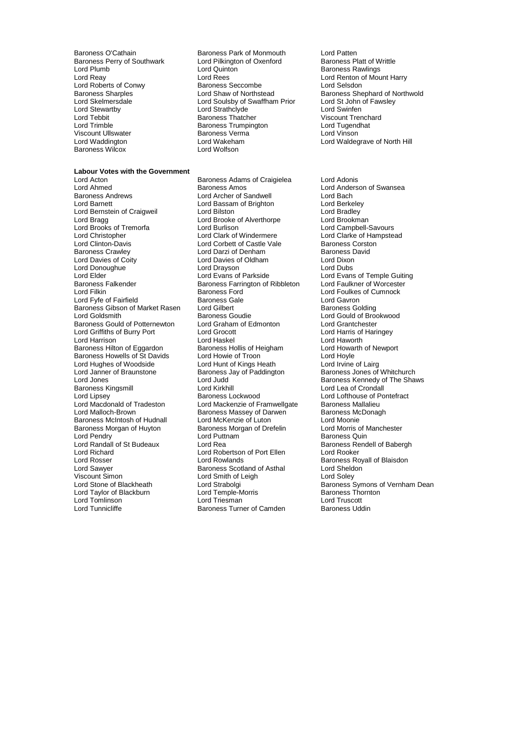Baroness O'Cathain
Baroness Park of Monmouth
Lord Patten
Baroness Perry of Southwark
Lord Pilkington of Oxenford
Baroness Platt of Writtle
Lord Plumb
Lord Quinton
Baroness Rawlings
Lord Reay
Lord Rees
Lord Renton of Mount Harry
Lord Roberts of Conwy
Baroness Seccombe
Lord Selsdon
Baroness Sharples
Lord Shaw of Northstead
Baroness Shephard of Northwold
Lord Skelmersdale
Lord Soulsby of Swaffham Prior
Lord St John of Fawsley
Lord Stewartby
Lord Strathclyde
Lord Swinfen
Lord Tebbit
Baroness Thatcher
Viscount Trenchard
Lord Trimble
Baroness Trumpington
Lord Tugendhat
Viscount Ullswater
Baroness Verma
Lord Vinson
Lord Waddington
Lord Wakeham
Lord Waldegrave of North Hill
Baroness Wilcox
Lord Wolfson

**Labour Votes with the Government**

Lord Acton
Baroness Adams of Craigielea
Lord Adonis
Lord Ahmed
Baroness Amos
Lord Anderson of Swansea
Baroness Andrews
Lord Archer of Sandwell
Lord Bach
Lord Barnett
Lord Bassam of Brighton
Lord Berkeley
Lord Bernstein of Craigweil
Lord Bilston
Lord Bradley
Lord Bragg
Lord Brooke of Alverthorpe
Lord Brookman
Lord Brooks of Tremorfa
Lord Burlison
Lord Campbell-Savours
Lord Christopher
Lord Clark of Windermere
Lord Clarke of Hampstead
Lord Clinton-Davis
Lord Corbett of Castle Vale
Baroness Corston
Baroness Crawley
Lord Darzi of Denham
Baroness David
Lord Davies of Coity
Lord Davies of Oldham
Lord Dixon
Lord Donoughue
Lord Drayson
Lord Dubs
Lord Elder
Lord Evans of Parkside
Lord Evans of Temple Guiting
Baroness Falkender
Baroness Farrington of Ribbleton
Lord Faulkner of Worcester
Lord Filkin
Baroness Ford
Lord Foulkes of Cumnock
Lord Fyfe of Fairfield
Baroness Gale
Lord Gavron
Baroness Gibson of Market Rasen
Lord Gilbert
Baroness Golding
Lord Goldsmith
Baroness Goudie
Lord Gould of Brookwood
Baroness Gould of Potternewton
Lord Graham of Edmonton
Lord Grantchester
Lord Griffiths of Burry Port
Lord Grocott
Lord Harris of Haringey
Lord Harrison
Lord Haskel
Lord Haworth
Baroness Hilton of Eggardon
Baroness Hollis of Heigham
Lord Howarth of Newport
Baroness Howells of St Davids
Lord Howie of Troon
Lord Hoyle
Lord Hughes of Woodside
Lord Hunt of Kings Heath
Lord Irvine of Lairg
Lord Janner of Braunstone
Baroness Jay of Paddington
Baroness Jones of Whitchurch
Lord Jones
Lord Judd
Baroness Kennedy of The Shaws
Baroness Kingsmill
Lord Kirkhill
Lord Lea of Crondall
Lord Lipsey
Baroness Lockwood
Lord Lofthouse of Pontefract
Lord Macdonald of Tradeston
Lord Mackenzie of Framwellgate
Baroness Mallalieu
Lord Malloch-Brown
Baroness Massey of Darwen
Baroness McDonagh
Baroness McIntosh of Hudnall
Lord McKenzie of Luton
Lord Moonie
Baroness Morgan of Huyton
Baroness Morgan of Drefelin
Lord Morris of Manchester
Lord Pendry
Lord Puttnam
Baroness Quin
Lord Randall of St Budeaux
Lord Rea
Baroness Rendell of Babergh
Lord Richard
Lord Robertson of Port Ellen
Lord Rooker
Lord Rosser
Lord Rowlands
Baroness Royall of Blaisdon
Lord Sawyer
Baroness Scotland of Asthal
Lord Sheldon
Viscount Simon
Lord Smith of Leigh
Lord Soley
Lord Stone of Blackheath
Lord Strabolgi
Baroness Symons of Vernham Dean
Lord Taylor of Blackburn
Lord Temple-Morris
Baroness Thornton
Lord Tomlinson
Lord Triesman
Lord Truscott
Lord Tunnicliffe
Baroness Turner of Camden
Baroness Uddin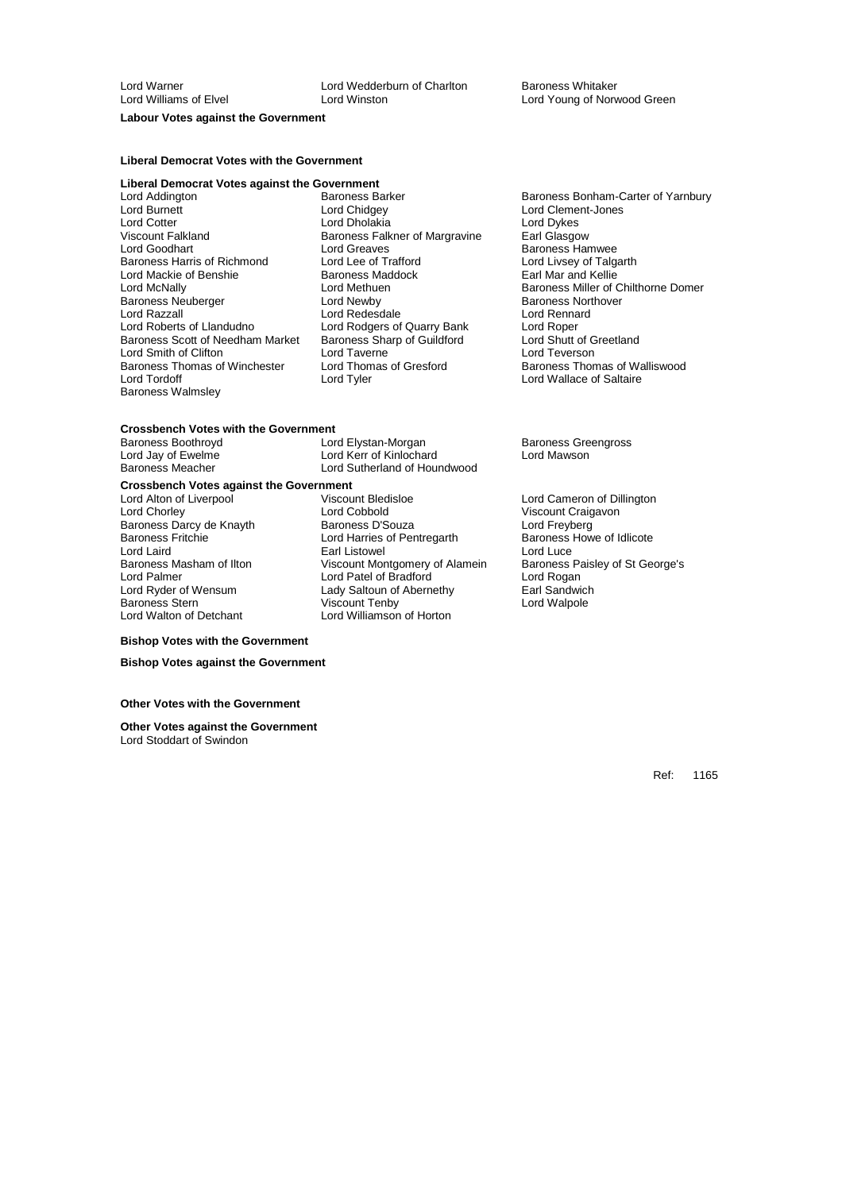Lord Warner
Lord Williams of Elvel
Lord Wedderburn of Charlton
Lord Winston
Baroness Whitaker
Lord Young of Norwood Green

**Labour Votes against the Government**

**Liberal Democrat Votes with the Government**

**Liberal Democrat Votes against the Government**

Lord Addington
Lord Burnett
Lord Cotter
Viscount Falkland
Lord Goodhart
Baroness Harris of Richmond
Lord Mackie of Benshie
Lord McNally
Baroness Neuberger
Lord Razzall
Lord Roberts of Llandudno
Baroness Scott of Needham Market
Lord Smith of Clifton
Baroness Thomas of Winchester
Lord Tordoff
Baroness Walmsley
Baroness Barker
Lord Chidgey
Lord Dholakia
Baroness Falkner of Margravine
Lord Greaves
Lord Lee of Trafford
Baroness Maddock
Lord Methuen
Lord Newby
Lord Redesdale
Lord Rodgers of Quarry Bank
Baroness Sharp of Guildford
Lord Taverne
Lord Thomas of Gresford
Lord Tyler
Baroness Bonham-Carter of Yarnbury
Lord Clement-Jones
Lord Dykes
Earl Glasgow
Baroness Hamwee
Lord Livsey of Talgarth
Earl Mar and Kellie
Baroness Miller of Chilthorne Domer
Baroness Northover
Lord Rennard
Lord Roper
Lord Shutt of Greetland
Lord Teverson
Baroness Thomas of Walliswood
Lord Wallace of Saltaire

**Crossbench Votes with the Government**

Baroness Boothroyd
Lord Jay of Ewelme
Baroness Meacher
Lord Elystan-Morgan
Lord Kerr of Kinlochard
Lord Sutherland of Houndwood
Baroness Greengross
Lord Mawson

**Crossbench Votes against the Government**

Lord Alton of Liverpool
Lord Chorley
Baroness Darcy de Knayth
Baroness Fritchie
Lord Laird
Baroness Masham of Ilton
Lord Palmer
Lord Ryder of Wensum
Baroness Stern
Lord Walton of Detchant
Viscount Bledisloe
Lord Cobbold
Baroness D'Souza
Lord Harries of Pentregarth
Earl Listowel
Viscount Montgomery of Alamein
Lord Patel of Bradford
Lady Saltoun of Abernethy
Viscount Tenby
Lord Williamson of Horton
Lord Cameron of Dillington
Viscount Craigavon
Lord Freyberg
Baroness Howe of Idlicote
Lord Luce
Baroness Paisley of St George's
Lord Rogan
Earl Sandwich
Lord Walpole

**Bishop Votes with the Government**

**Bishop Votes against the Government**

**Other Votes with the Government**

**Other Votes against the Government**

Lord Stoddart of Swindon

Ref: 1165